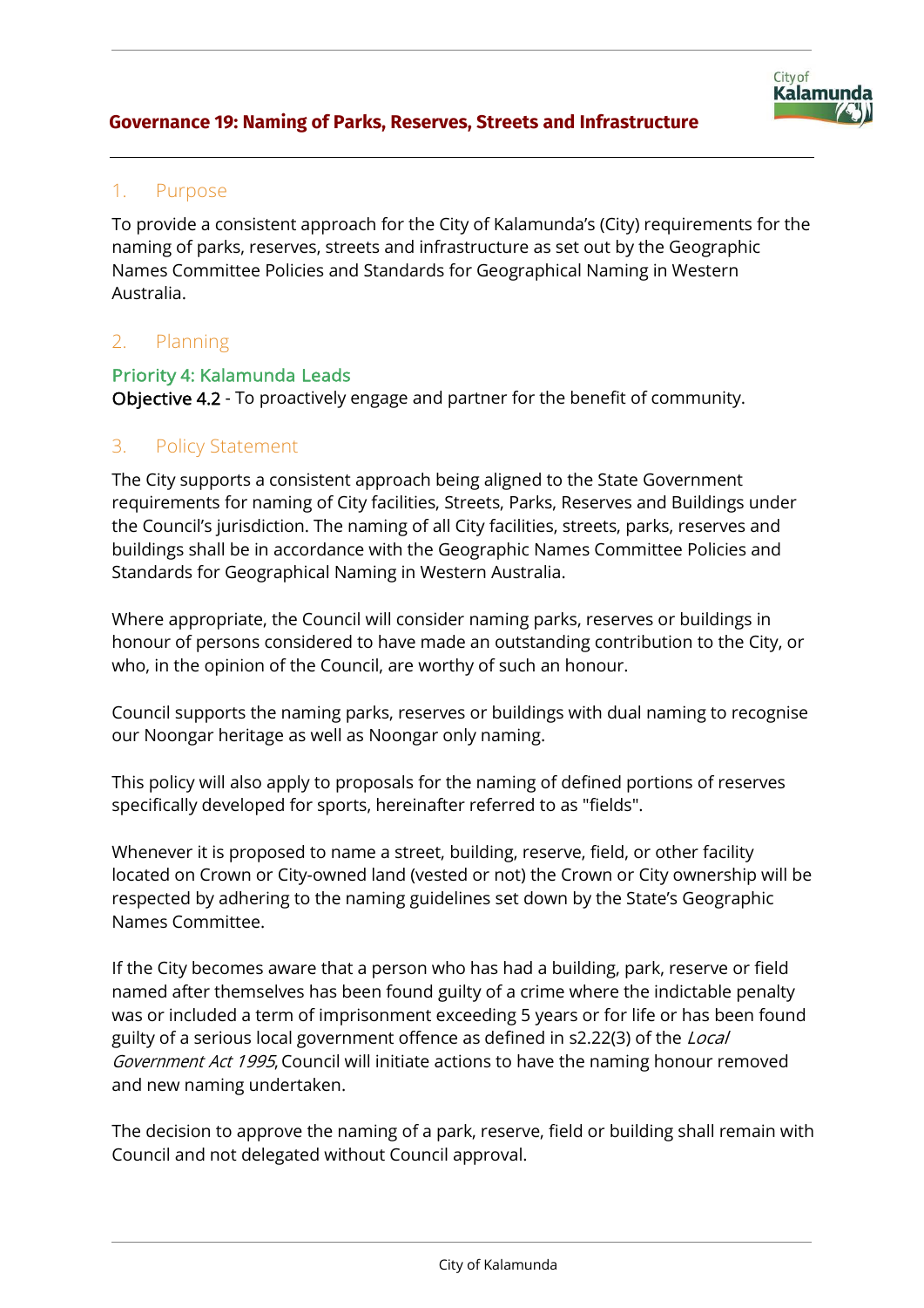# Governance 19: Naming of Parks, Reserves, Streets and Infrastructure

## 1. Purpose

To provide a consistent approach for the City of Kalamunda's (City) requirements for the naming of parks, reserves, streets and infrastructure as set out by the Geographic Names Committee Policies and Standards for Geographical Naming in Western Australia.

## 2. Planning

### Priority 4: Kalamunda Leads

Objective 4.2 - To proactively engage and partner for the benefit of community.

## 3. Policy Statement

The City supports a consistent approach being aligned to the State Government requirements for naming of City facilities, Streets, Parks, Reserves and Buildings under the Council's jurisdiction. The naming of all City facilities, streets, parks, reserves and buildings shall be in accordance with the Geographic Names Committee Policies and Standards for Geographical Naming in Western Australia.

Where appropriate, the Council will consider naming parks, reserves or buildings in honour of persons considered to have made an outstanding contribution to the City, or who, in the opinion of the Council, are worthy of such an honour.

Council supports the naming parks, reserves or buildings with dual naming to recognise our Noongar heritage as well as Noongar only naming.

This policy will also apply to proposals for the naming of defined portions of reserves specifically developed for sports, hereinafter referred to as "fields".

Whenever it is proposed to name a street, building, reserve, field, or other facility located on Crown or City-owned land (vested or not) the Crown or City ownership will be respected by adhering to the naming guidelines set down by the State's Geographic Names Committee.

If the City becomes aware that a person who has had a building, park, reserve or field named after themselves has been found guilty of a crime where the indictable penalty was or included a term of imprisonment exceeding 5 years or for life or has been found guilty of a serious local government offence as defined in s2.22(3) of the *Local Government Act 1995*, Council will initiate actions to have the naming honour removed and new naming undertaken.

The decision to approve the naming of a park, reserve, field or building shall remain with Council and not delegated without Council approval.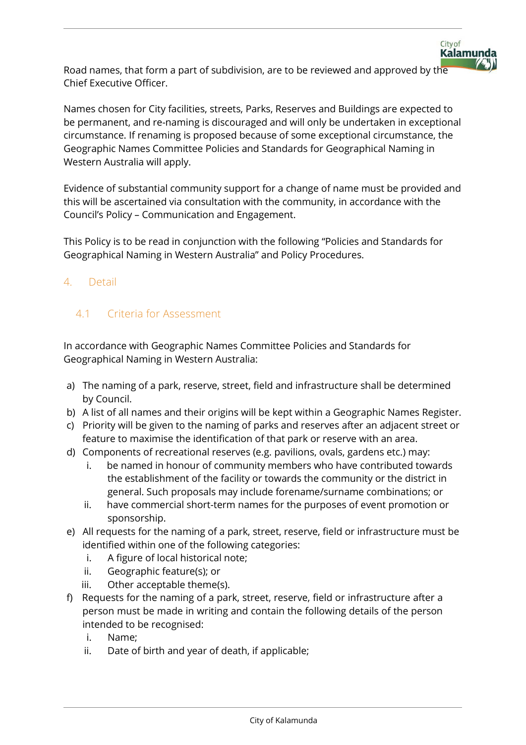Road names, that form a part of subdivision, are to be reviewed and approved by the Chief Executive Officer.

Names chosen for City facilities, streets, Parks, Reserves and Buildings are expected to be permanent, and re-naming is discouraged and will only be undertaken in exceptional circumstance. If renaming is proposed because of some exceptional circumstance, the Geographic Names Committee Policies and Standards for Geographical Naming in Western Australia will apply.

Evidence of substantial community support for a change of name must be provided and this will be ascertained via consultation with the community, in accordance with the Council's Policy – Communication and Engagement.

This Policy is to be read in conjunction with the following "Policies and Standards for Geographical Naming in Western Australia" and Policy Procedures.

## 4. Detail

### 4.1 Criteria for Assessment

In accordance with Geographic Names Committee Policies and Standards for Geographical Naming in Western Australia:

a) The naming of a park, reserve, street, field and infrastructure shall be determined by Council.
b) A list of all names and their origins will be kept within a Geographic Names Register.
c) Priority will be given to the naming of parks and reserves after an adjacent street or feature to maximise the identification of that park or reserve with an area.
d) Components of recreational reserves (e.g. pavilions, ovals, gardens etc.) may:
    i. be named in honour of community members who have contributed towards the establishment of the facility or towards the community or the district in general. Such proposals may include forename/surname combinations; or
    ii. have commercial short-term names for the purposes of event promotion or sponsorship.
e) All requests for the naming of a park, street, reserve, field or infrastructure must be identified within one of the following categories:
    i. A figure of local historical note;
    ii. Geographic feature(s); or
    iii. Other acceptable theme(s).
f) Requests for the naming of a park, street, reserve, field or infrastructure after a person must be made in writing and contain the following details of the person intended to be recognised:
    i. Name;
    ii. Date of birth and year of death, if applicable;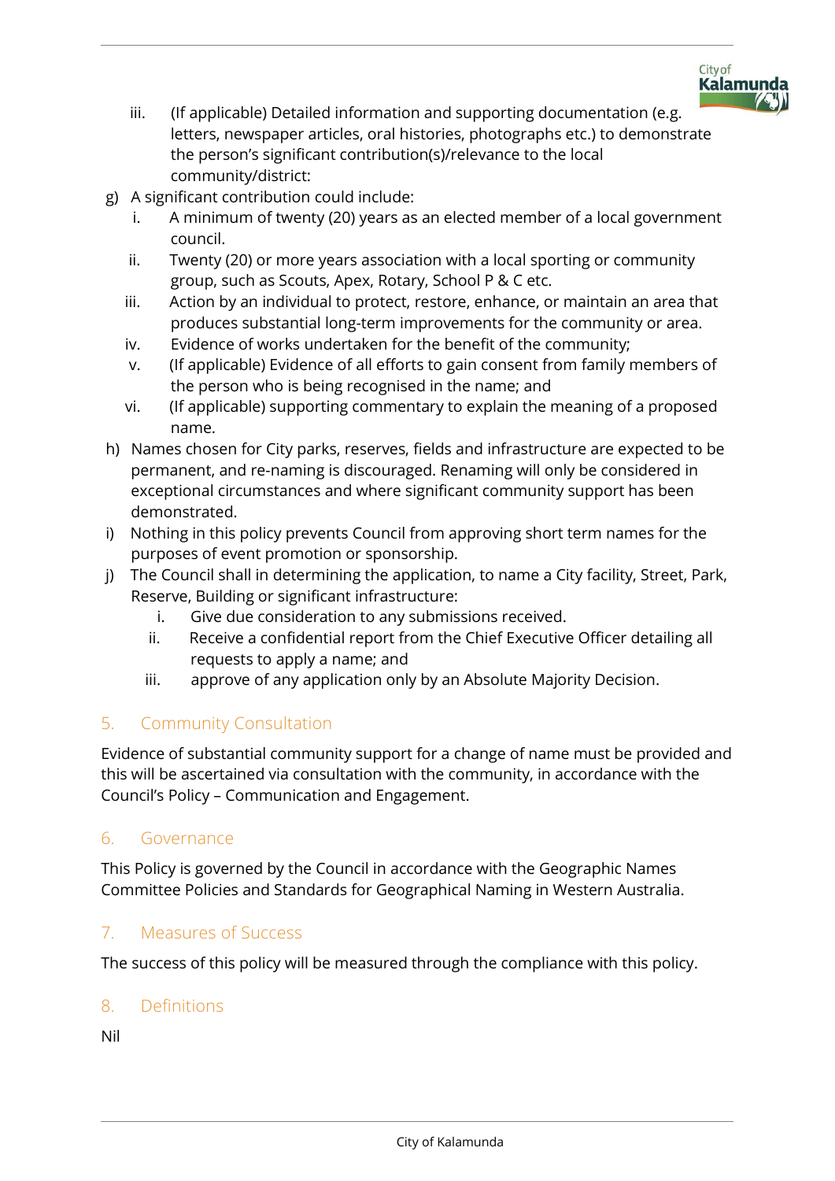iii. (If applicable) Detailed information and supporting documentation (e.g. letters, newspaper articles, oral histories, photographs etc.) to demonstrate the person's significant contribution(s)/relevance to the local community/district:

g) A significant contribution could include:
   i. A minimum of twenty (20) years as an elected member of a local government council.
   ii. Twenty (20) or more years association with a local sporting or community group, such as Scouts, Apex, Rotary, School P & C etc.
   iii. Action by an individual to protect, restore, enhance, or maintain an area that produces substantial long-term improvements for the community or area.
   iv. Evidence of works undertaken for the benefit of the community;
   v. (If applicable) Evidence of all efforts to gain consent from family members of the person who is being recognised in the name; and
   vi. (If applicable) supporting commentary to explain the meaning of a proposed name.

h) Names chosen for City parks, reserves, fields and infrastructure are expected to be permanent, and re-naming is discouraged. Renaming will only be considered in exceptional circumstances and where significant community support has been demonstrated.

i) Nothing in this policy prevents Council from approving short term names for the purposes of event promotion or sponsorship.

j) The Council shall in determining the application, to name a City facility, Street, Park, Reserve, Building or significant infrastructure:
   i. Give due consideration to any submissions received.
   ii. Receive a confidential report from the Chief Executive Officer detailing all requests to apply a name; and
   iii. approve of any application only by an Absolute Majority Decision.

## 5. Community Consultation

Evidence of substantial community support for a change of name must be provided and this will be ascertained via consultation with the community, in accordance with the Council's Policy – Communication and Engagement.

## 6. Governance

This Policy is governed by the Council in accordance with the Geographic Names Committee Policies and Standards for Geographical Naming in Western Australia.

## 7. Measures of Success

The success of this policy will be measured through the compliance with this policy.

## 8. Definitions

Nil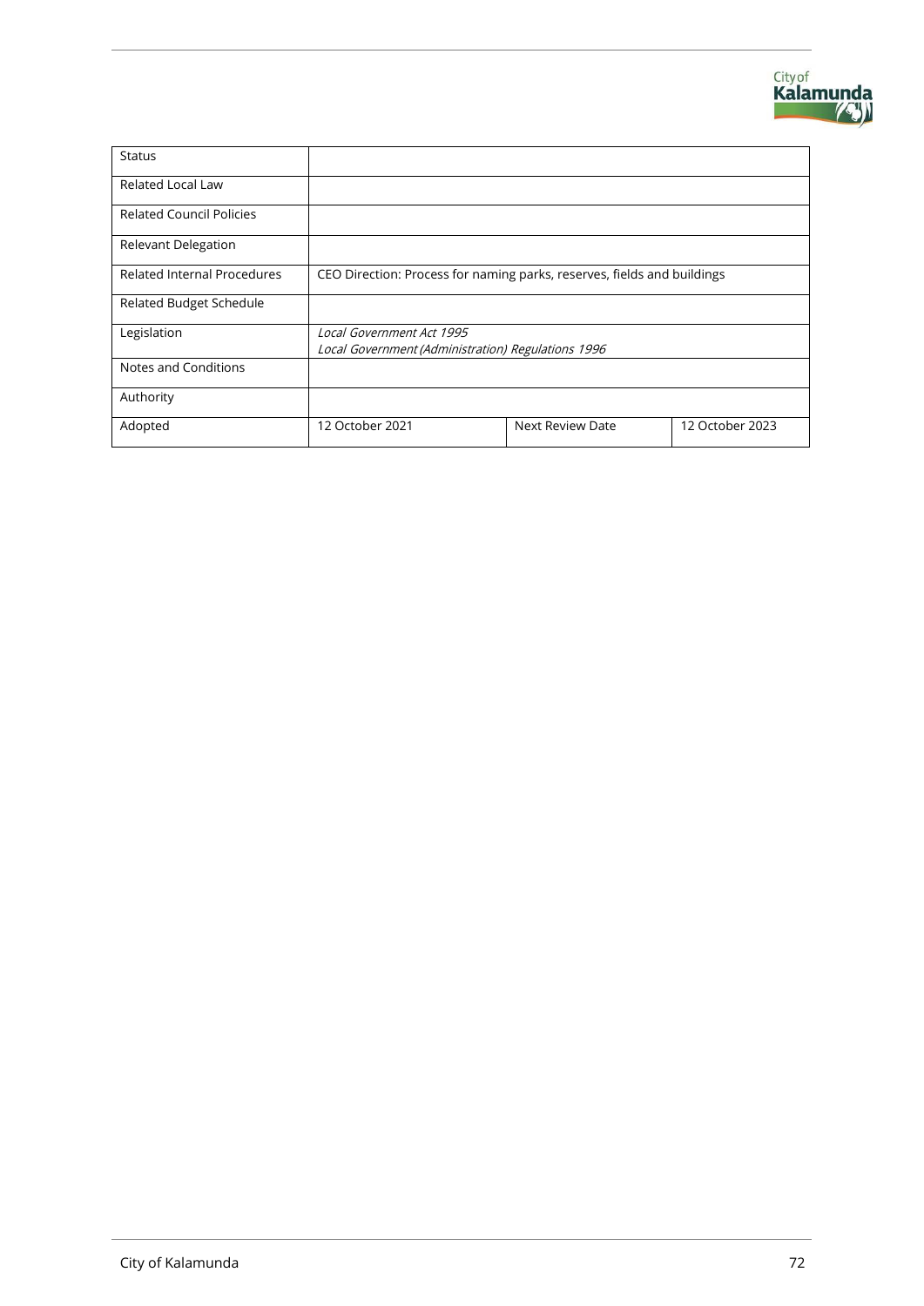| | | | |
|---|---|---|---|
| Status | | | |
| Related Local Law | | | |
| Related Council Policies | | | |
| Relevant Delegation | | | |
| Related Internal Procedures | CEO Direction: Process for naming parks, reserves, fields and buildings | | |
| Related Budget Schedule | | | |
| Legislation | *Local Government Act 1995*<br>*Local Government (Administration) Regulations 1996* | | |
| Notes and Conditions | | | |
| Authority | | | |
| Adopted | 12 October 2021 | Next Review Date | 12 October 2023 |